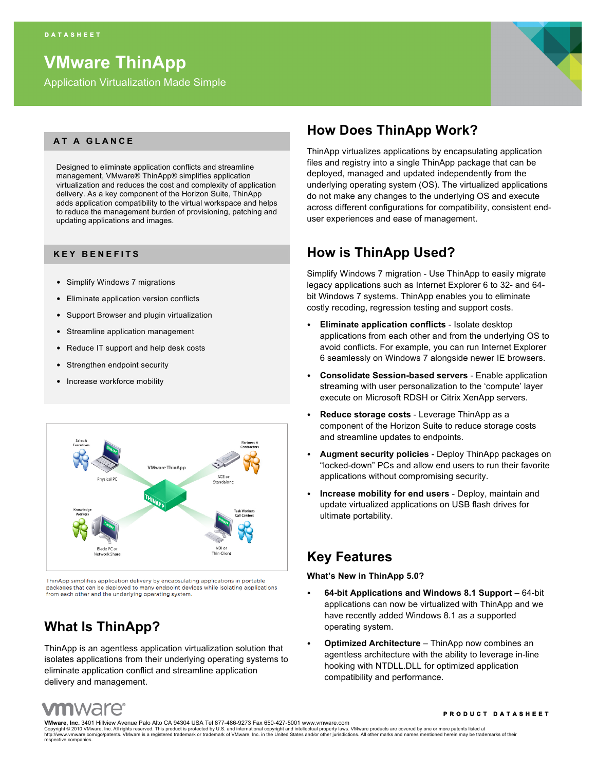DATASHEET

# VMware ThinApp

Application Virtualization Made Simple

## AT A GLANCE

Designed to eliminate application conflicts and streamline management, VMware® ThinApp® simplifies application virtualization and reduces the cost and complexity of application delivery. As a key component of the Horizon Suite, ThinApp adds application compatibility to the virtual workspace and helps to reduce the management burden of provisioning, patching and updating applications and images.

## KEY BENEFITS

- Simplify Windows 7 migrations
- Eliminate application version conflicts
- Support Browser and plugin virtualization
- Streamline application management
- Reduce IT support and help desk costs
- Strengthen endpoint security
- Increase workforce mobility

ThinApp simplifies application delivery by encapsulating applications in portable packages that can be deployed to many endpoint devices while isolating applications from each other and the underlying operating system.

## What Is ThinApp?

ThinApp is an agentless application virtualization solution that isolates applications from their underlying operating systems to eliminate application conflict and streamline application delivery and management.

## How Does ThinApp Work?

ThinApp virtualizes applications by encapsulating application files and registry into a single ThinApp package that can be deployed, managed and updated independently from the underlying operating system (OS). The virtualized applications do not make any changes to the underlying OS and execute across different configurations for compatibility, consistent end-user experiences and ease of management.

## How is ThinApp Used?

Simplify Windows 7 migration - Use ThinApp to easily migrate legacy applications such as Internet Explorer 6 to 32- and 64-bit Windows 7 systems. ThinApp enables you to eliminate costly recoding, regression testing and support costs.

- **Eliminate application conflicts** - Isolate desktop applications from each other and from the underlying OS to avoid conflicts. For example, you can run Internet Explorer 6 seamlessly on Windows 7 alongside newer IE browsers.
- **Consolidate Session-based servers** - Enable application streaming with user personalization to the 'compute' layer execute on Microsoft RDSH or Citrix XenApp servers.
- **Reduce storage costs** - Leverage ThinApp as a component of the Horizon Suite to reduce storage costs and streamline updates to endpoints.
- **Augment security policies** - Deploy ThinApp packages on "locked-down" PCs and allow end users to run their favorite applications without compromising security.
- **Increase mobility for end users** - Deploy, maintain and update virtualized applications on USB flash drives for ultimate portability.

## Key Features

**What's New in ThinApp 5.0?**

- **64-bit Applications and Windows 8.1 Support** – 64-bit applications can now be virtualized with ThinApp and we have recently added Windows 8.1 as a supported operating system.
- **Optimized Architecture** – ThinApp now combines an agentless architecture with the ability to leverage in-line hooking with NTDLL.DLL for optimized application compatibility and performance.

PRODUCT DATASHEET

**VMware, Inc.** 3401 Hillview Avenue Palo Alto CA 94304 USA Tel 877-486-9273 Fax 650-427-5001 www.vmware.com
Copyright © 2010 VMware, Inc. All rights reserved. This product is protected by U.S. and international copyright and intellectual property laws. VMware products are covered by one or more patents listed at http://www.vmware.com/go/patents. VMware is a registered trademark or trademark of VMware, Inc. in the United States and/or other jurisdictions. All other marks and names mentioned herein may be trademarks of their respective companies.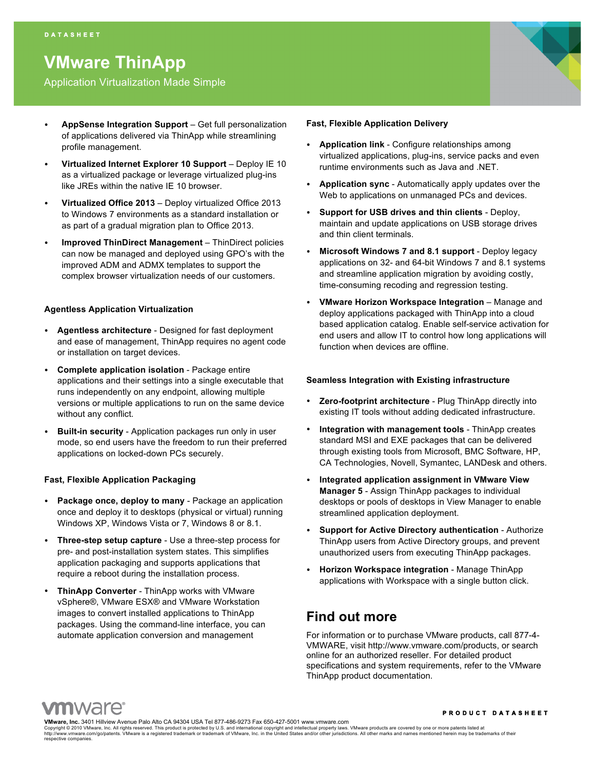# VMware ThinApp

Application Virtualization Made Simple

- **AppSense Integration Support** – Get full personalization of applications delivered via ThinApp while streamlining profile management.
- **Virtualized Internet Explorer 10 Support** – Deploy IE 10 as a virtualized package or leverage virtualized plug-ins like JREs within the native IE 10 browser.
- **Virtualized Office 2013** – Deploy virtualized Office 2013 to Windows 7 environments as a standard installation or as part of a gradual migration plan to Office 2013.
- **Improved ThinDirect Management** – ThinDirect policies can now be managed and deployed using GPO's with the improved ADM and ADMX templates to support the complex browser virtualization needs of our customers.

**Agentless Application Virtualization**

- **Agentless architecture** - Designed for fast deployment and ease of management, ThinApp requires no agent code or installation on target devices.
- **Complete application isolation** - Package entire applications and their settings into a single executable that runs independently on any endpoint, allowing multiple versions or multiple applications to run on the same device without any conflict.
- **Built-in security** - Application packages run only in user mode, so end users have the freedom to run their preferred applications on locked-down PCs securely.

**Fast, Flexible Application Packaging**

- **Package once, deploy to many** - Package an application once and deploy it to desktops (physical or virtual) running Windows XP, Windows Vista or 7, Windows 8 or 8.1.
- **Three-step setup capture** - Use a three-step process for pre- and post-installation system states. This simplifies application packaging and supports applications that require a reboot during the installation process.
- **ThinApp Converter** - ThinApp works with VMware vSphere®, VMware ESX® and VMware Workstation images to convert installed applications to ThinApp packages. Using the command-line interface, you can automate application conversion and management

**Fast, Flexible Application Delivery**

- **Application link** - Configure relationships among virtualized applications, plug-ins, service packs and even runtime environments such as Java and .NET.
- **Application sync** - Automatically apply updates over the Web to applications on unmanaged PCs and devices.
- **Support for USB drives and thin clients** - Deploy, maintain and update applications on USB storage drives and thin client terminals.
- **Microsoft Windows 7 and 8.1 support** - Deploy legacy applications on 32- and 64-bit Windows 7 and 8.1 systems and streamline application migration by avoiding costly, time-consuming recoding and regression testing.
- **VMware Horizon Workspace Integration** – Manage and deploy applications packaged with ThinApp into a cloud based application catalog. Enable self-service activation for end users and allow IT to control how long applications will function when devices are offline.

**Seamless Integration with Existing infrastructure**

- **Zero-footprint architecture** - Plug ThinApp directly into existing IT tools without adding dedicated infrastructure.
- **Integration with management tools** - ThinApp creates standard MSI and EXE packages that can be delivered through existing tools from Microsoft, BMC Software, HP, CA Technologies, Novell, Symantec, LANDesk and others.
- **Integrated application assignment in VMware View Manager 5** - Assign ThinApp packages to individual desktops or pools of desktops in View Manager to enable streamlined application deployment.
- **Support for Active Directory authentication** - Authorize ThinApp users from Active Directory groups, and prevent unauthorized users from executing ThinApp packages.
- **Horizon Workspace integration** - Manage ThinApp applications with Workspace with a single button click.

## Find out more

For information or to purchase VMware products, call 877-4-VMWARE, visit http://www.vmware.com/products, or search online for an authorized reseller. For detailed product specifications and system requirements, refer to the VMware ThinApp product documentation.

**VMware, Inc.** 3401 Hillview Avenue Palo Alto CA 94304 USA Tel 877-486-9273 Fax 650-427-5001 www.vmware.com
Copyright © 2010 VMware, Inc. All rights reserved. This product is protected by U.S. and international copyright and intellectual property laws. VMware products are covered by one or more patents listed at http://www.vmware.com/go/patents. VMware is a registered trademark or trademark of VMware, Inc. in the United States and/or other jurisdictions. All other marks and names mentioned herein may be trademarks of their respective companies.